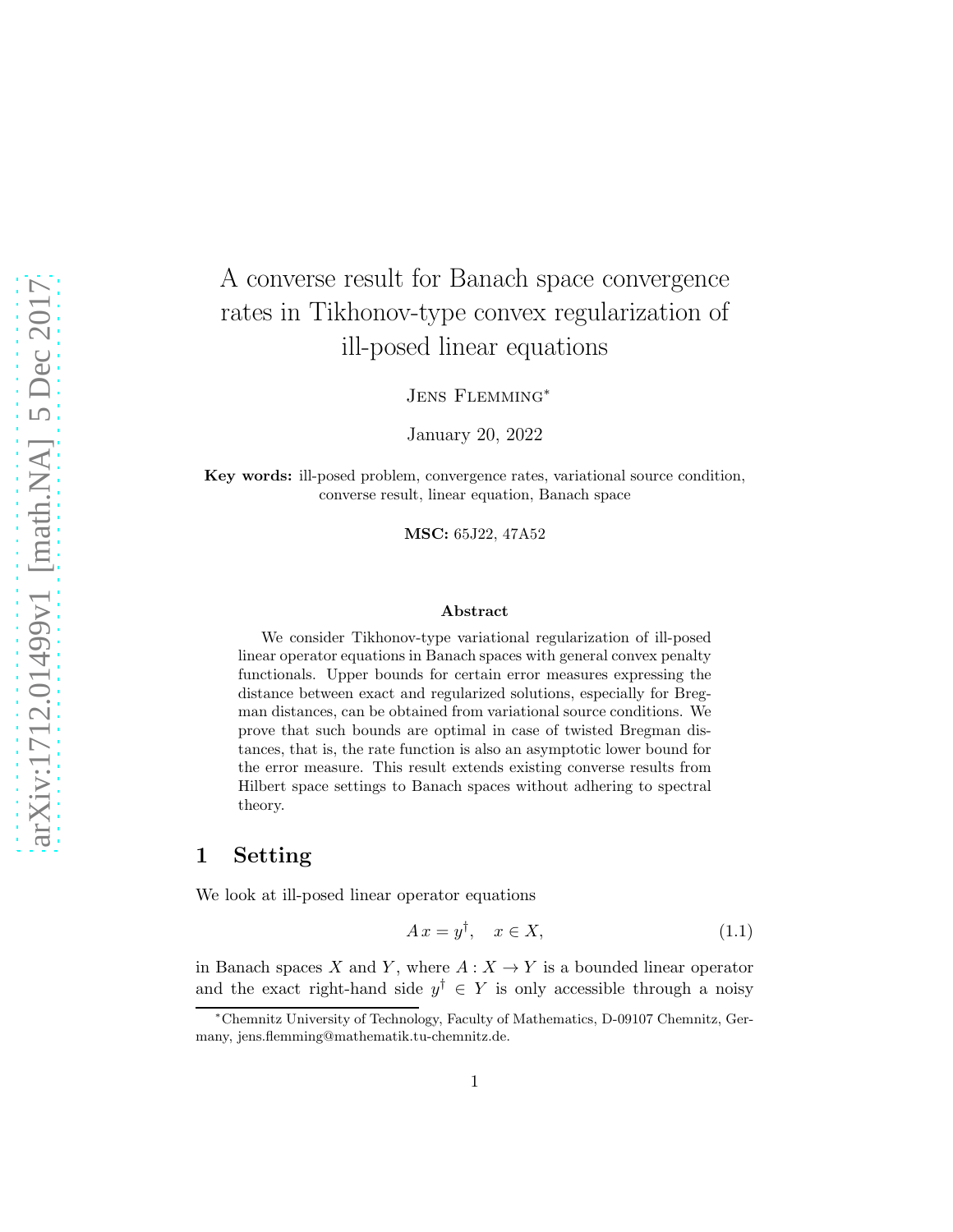# A converse result for Banach space convergence rates in Tikhonov-type convex regularization of ill-posed linear equations

Jens Flemming[*]

January 20, 2022

**Key words:** ill-posed problem, convergence rates, variational source condition, converse result, linear equation, Banach space

**MSC:** 65J22, 47A52

### Abstract

We consider Tikhonov-type variational regularization of ill-posed linear operator equations in Banach spaces with general convex penalty functionals. Upper bounds for certain error measures expressing the distance between exact and regularized solutions, especially for Bregman distances, can be obtained from variational source conditions. We prove that such bounds are optimal in case of twisted Bregman distances, that is, the rate function is also an asymptotic lower bound for the error measure. This result extends existing converse results from Hilbert space settings to Banach spaces without adhering to spectral theory.

## 1 Setting

We look at ill-posed linear operator equations

$$A\,x = y^\dagger, \quad x \in X, \tag{1.1}$$

in Banach spaces $X$ and $Y$, where $A : X \to Y$ is a bounded linear operator and the exact right-hand side $y^\dagger \in Y$ is only accessible through a noisy

[*] Chemnitz University of Technology, Faculty of Mathematics, D-09107 Chemnitz, Germany, jens.flemming@mathematik.tu-chemnitz.de.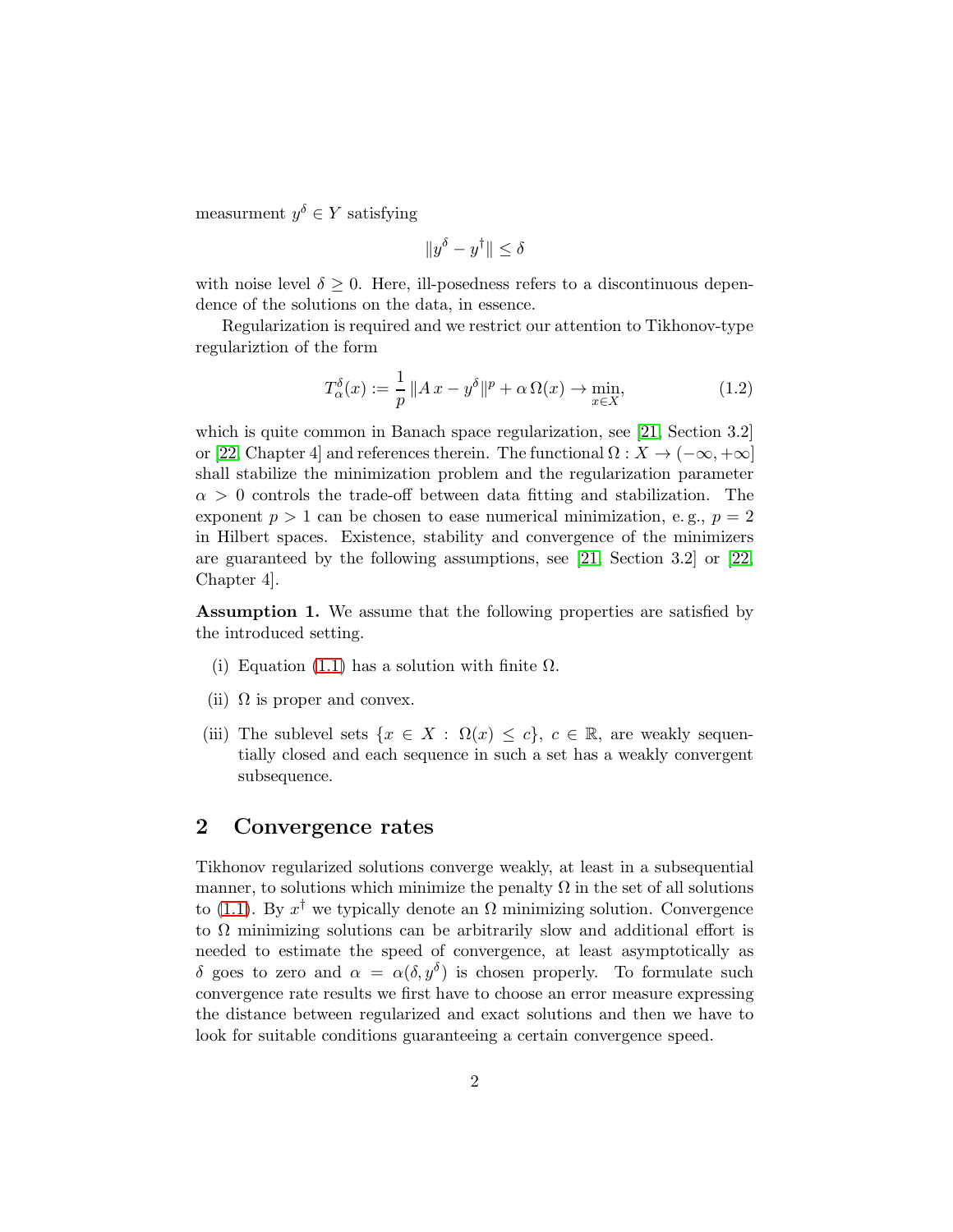measurment $y^\delta \in Y$ satisfying

$$\|y^\delta - y^\dagger\| \le \delta$$

with noise level $\delta \ge 0$. Here, ill-posedness refers to a discontinuous dependence of the solutions on the data, in essence.

Regularization is required and we restrict our attention to Tikhonov-type regulariztion of the form

$$T_\alpha^\delta(x) := \frac{1}{p}\,\|A\,x - y^\delta\|^p + \alpha\,\Omega(x) \to \min_{x \in X}, \tag{1.2}$$

which is quite common in Banach space regularization, see [21, Section 3.2] or [22, Chapter 4] and references therein. The functional $\Omega : X \to (-\infty, +\infty]$ shall stabilize the minimization problem and the regularization parameter $\alpha > 0$ controls the trade-off between data fitting and stabilization. The exponent $p > 1$ can be chosen to ease numerical minimization, e. g., $p = 2$ in Hilbert spaces. Existence, stability and convergence of the minimizers are guaranteed by the following assumptions, see [21, Section 3.2] or [22, Chapter 4].

**Assumption 1.** We assume that the following properties are satisfied by the introduced setting.

(i) Equation (1.1) has a solution with finite $\Omega$.

(ii) $\Omega$ is proper and convex.

(iii) The sublevel sets $\{x \in X : \Omega(x) \le c\}$, $c \in \mathbb{R}$, are weakly sequentially closed and each sequence in such a set has a weakly convergent subsequence.

## 2 Convergence rates

Tikhonov regularized solutions converge weakly, at least in a subsequential manner, to solutions which minimize the penalty $\Omega$ in the set of all solutions to (1.1). By $x^\dagger$ we typically denote an $\Omega$ minimizing solution. Convergence to $\Omega$ minimizing solutions can be arbitrarily slow and additional effort is needed to estimate the speed of convergence, at least asymptotically as $\delta$ goes to zero and $\alpha = \alpha(\delta, y^\delta)$ is chosen properly. To formulate such convergence rate results we first have to choose an error measure expressing the distance between regularized and exact solutions and then we have to look for suitable conditions guaranteeing a certain convergence speed.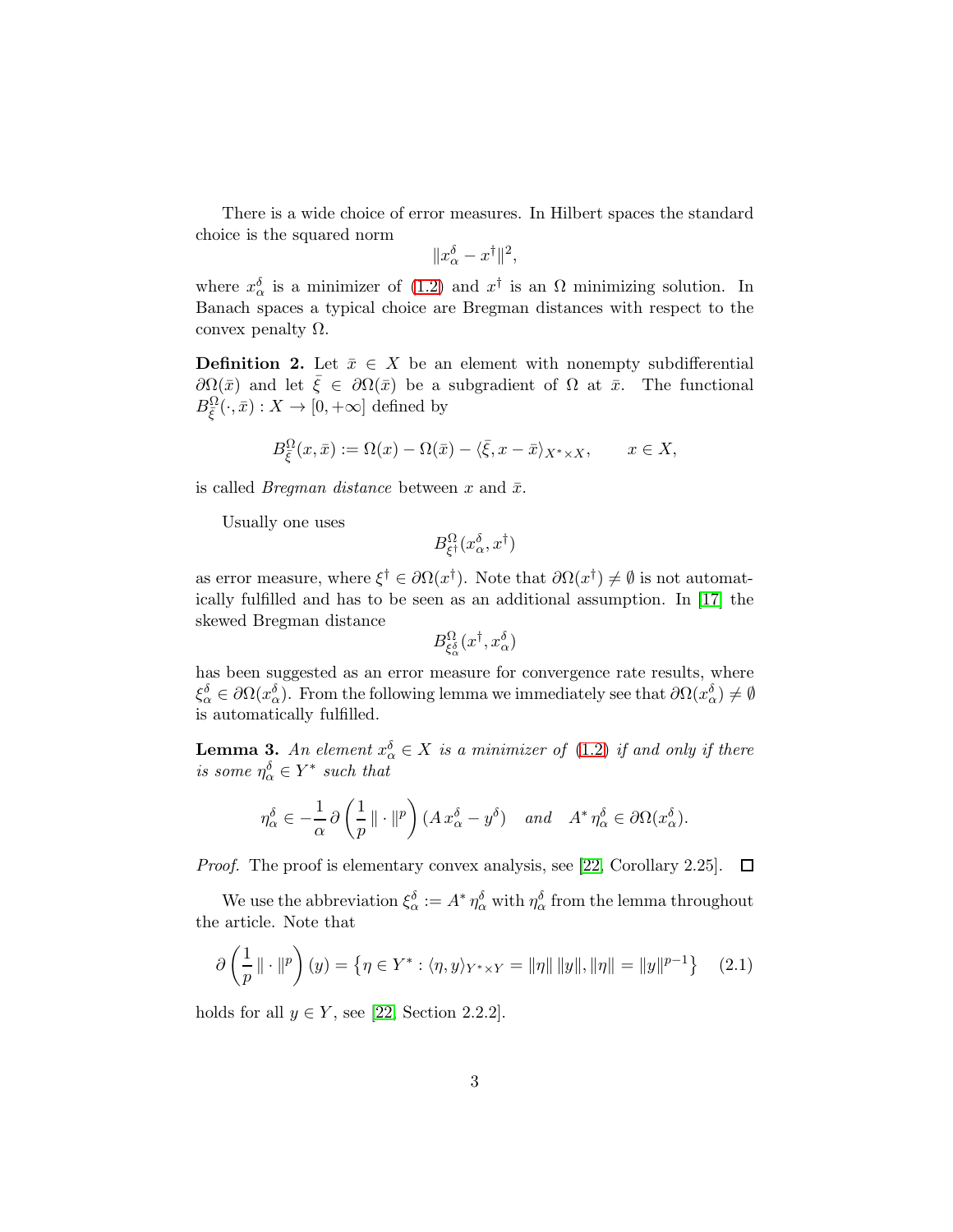There is a wide choice of error measures. In Hilbert spaces the standard choice is the squared norm

$$\|x_\alpha^\delta - x^\dagger\|^2,$$

where $x_\alpha^\delta$ is a minimizer of (1.2) and $x^\dagger$ is an $\Omega$ minimizing solution. In Banach spaces a typical choice are Bregman distances with respect to the convex penalty $\Omega$.

**Definition 2.** Let $\bar{x} \in X$ be an element with nonempty subdifferential $\partial\Omega(\bar{x})$ and let $\bar{\xi} \in \partial\Omega(\bar{x})$ be a subgradient of $\Omega$ at $\bar{x}$. The functional $B_{\bar{\xi}}^{\Omega}(\cdot, \bar{x}) : X \to [0, +\infty]$ defined by

$$B_{\bar{\xi}}^{\Omega}(x, \bar{x}) := \Omega(x) - \Omega(\bar{x}) - \langle \bar{\xi}, x - \bar{x} \rangle_{X^* \times X}, \qquad x \in X,$$

is called *Bregman distance* between $x$ and $\bar{x}$.

Usually one uses

$$B_{\xi^\dagger}^{\Omega}(x_\alpha^\delta, x^\dagger)$$

as error measure, where $\xi^\dagger \in \partial\Omega(x^\dagger)$. Note that $\partial\Omega(x^\dagger) \neq \emptyset$ is not automatically fulfilled and has to be seen as an additional assumption. In [17] the skewed Bregman distance

$$B_{\xi_\alpha^\delta}^{\Omega}(x^\dagger, x_\alpha^\delta)$$

has been suggested as an error measure for convergence rate results, where $\xi_\alpha^\delta \in \partial\Omega(x_\alpha^\delta)$. From the following lemma we immediately see that $\partial\Omega(x_\alpha^\delta) \neq \emptyset$ is automatically fulfilled.

**Lemma 3.** *An element $x_\alpha^\delta \in X$ is a minimizer of (1.2) if and only if there is some $\eta_\alpha^\delta \in Y^*$ such that*

$$\eta_\alpha^\delta \in -\frac{1}{\alpha}\,\partial\left(\frac{1}{p}\|\cdot\|^p\right)(A\,x_\alpha^\delta - y^\delta) \quad \textit{and} \quad A^*\,\eta_\alpha^\delta \in \partial\Omega(x_\alpha^\delta).$$

*Proof.* The proof is elementary convex analysis, see [22, Corollary 2.25]. $\square$

We use the abbreviation $\xi_\alpha^\delta := A^*\,\eta_\alpha^\delta$ with $\eta_\alpha^\delta$ from the lemma throughout the article. Note that

$$\partial\left(\frac{1}{p}\|\cdot\|^p\right)(y) = \left\{\eta \in Y^* : \langle \eta, y \rangle_{Y^* \times Y} = \|\eta\|\,\|y\|, \|\eta\| = \|y\|^{p-1}\right\} \tag{2.1}$$

holds for all $y \in Y$, see [22, Section 2.2.2].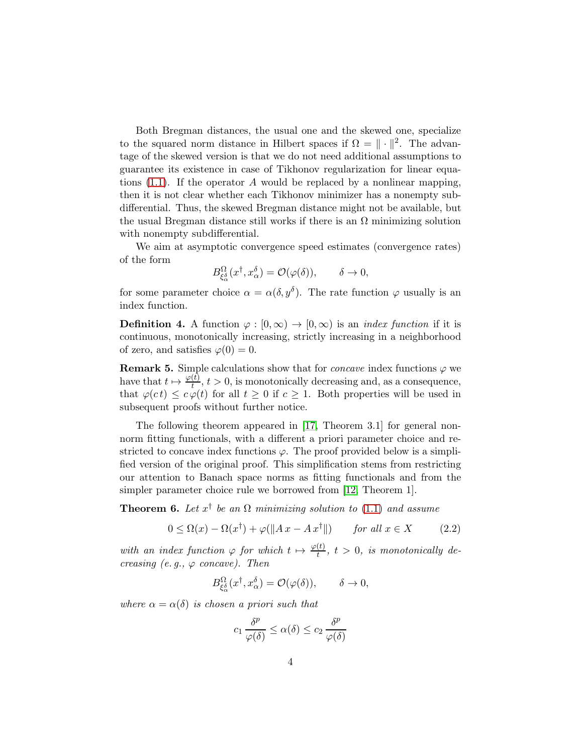Both Bregman distances, the usual one and the skewed one, specialize to the squared norm distance in Hilbert spaces if $\Omega = \|\cdot\|^2$. The advantage of the skewed version is that we do not need additional assumptions to guarantee its existence in case of Tikhonov regularization for linear equations (1.1). If the operator $A$ would be replaced by a nonlinear mapping, then it is not clear whether each Tikhonov minimizer has a nonempty subdifferential. Thus, the skewed Bregman distance might not be available, but the usual Bregman distance still works if there is an $\Omega$ minimizing solution with nonempty subdifferential.

We aim at asymptotic convergence speed estimates (convergence rates) of the form

$$B^{\Omega}_{\xi^{\delta}_{\alpha}}(x^{\dagger}, x^{\delta}_{\alpha}) = \mathcal{O}(\varphi(\delta)), \qquad \delta \to 0,$$

for some parameter choice $\alpha = \alpha(\delta, y^{\delta})$. The rate function $\varphi$ usually is an index function.

**Definition 4.** A function $\varphi : [0, \infty) \to [0, \infty)$ is an *index function* if it is continuous, monotonically increasing, strictly increasing in a neighborhood of zero, and satisfies $\varphi(0) = 0$.

**Remark 5.** Simple calculations show that for *concave* index functions $\varphi$ we have that $t \mapsto \frac{\varphi(t)}{t}$, $t > 0$, is monotonically decreasing and, as a consequence, that $\varphi(c\,t) \leq c\,\varphi(t)$ for all $t \geq 0$ if $c \geq 1$. Both properties will be used in subsequent proofs without further notice.

The following theorem appeared in [17, Theorem 3.1] for general non-norm fitting functionals, with a different a priori parameter choice and restricted to concave index functions $\varphi$. The proof provided below is a simplified version of the original proof. This simplification stems from restricting our attention to Banach space norms as fitting functionals and from the simpler parameter choice rule we borrowed from [12, Theorem 1].

**Theorem 6.** *Let $x^{\dagger}$ be an $\Omega$ minimizing solution to (1.1) and assume*

$$0 \leq \Omega(x) - \Omega(x^{\dagger}) + \varphi(\|A\,x - A\,x^{\dagger}\|) \qquad \text{for all } x \in X \tag{2.2}$$

*with an index function $\varphi$ for which $t \mapsto \frac{\varphi(t)}{t}$, $t > 0$, is monotonically decreasing (e. g., $\varphi$ concave). Then*

$$B^{\Omega}_{\xi^{\delta}_{\alpha}}(x^{\dagger}, x^{\delta}_{\alpha}) = \mathcal{O}(\varphi(\delta)), \qquad \delta \to 0,$$

*where $\alpha = \alpha(\delta)$ is chosen a priori such that*

$$c_1 \frac{\delta^p}{\varphi(\delta)} \leq \alpha(\delta) \leq c_2 \frac{\delta^p}{\varphi(\delta)}$$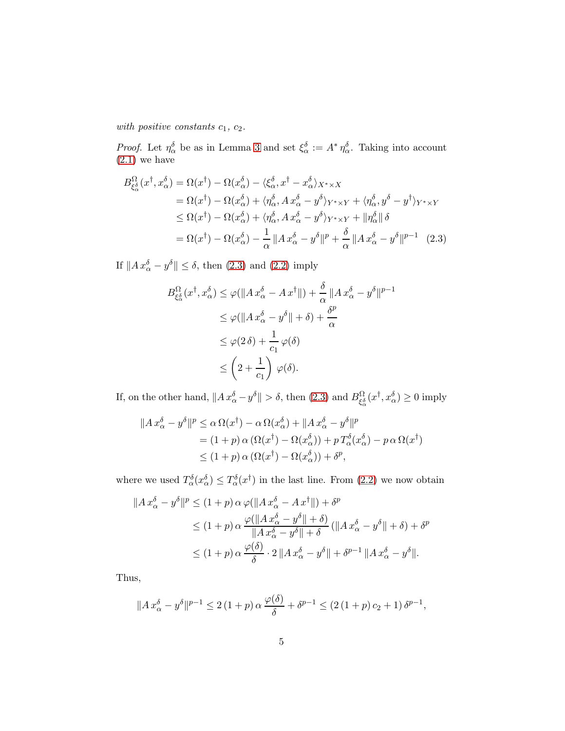*with positive constants* $c_1$, $c_2$.

*Proof.* Let $\eta_\alpha^\delta$ be as in Lemma 3 and set $\xi_\alpha^\delta := A^* \eta_\alpha^\delta$. Taking into account (2.1) we have

$$
\begin{aligned}
B_{\xi_\alpha^\delta}^\Omega(x^\dagger, x_\alpha^\delta) &= \Omega(x^\dagger) - \Omega(x_\alpha^\delta) - \langle \xi_\alpha^\delta, x^\dagger - x_\alpha^\delta \rangle_{X^* \times X} \\
&= \Omega(x^\dagger) - \Omega(x_\alpha^\delta) + \langle \eta_\alpha^\delta, A\,x_\alpha^\delta - y^\delta \rangle_{Y^* \times Y} + \langle \eta_\alpha^\delta, y^\delta - y^\dagger \rangle_{Y^* \times Y} \\
&\leq \Omega(x^\dagger) - \Omega(x_\alpha^\delta) + \langle \eta_\alpha^\delta, A\,x_\alpha^\delta - y^\delta \rangle_{Y^* \times Y} + \|\eta_\alpha^\delta\|\,\delta \\
&= \Omega(x^\dagger) - \Omega(x_\alpha^\delta) - \frac{1}{\alpha}\,\|A\,x_\alpha^\delta - y^\delta\|^p + \frac{\delta}{\alpha}\,\|A\,x_\alpha^\delta - y^\delta\|^{p-1} \quad (2.3)
\end{aligned}
$$

If $\|A\,x_\alpha^\delta - y^\delta\| \leq \delta$, then (2.3) and (2.2) imply

$$
\begin{aligned}
B_{\xi_\alpha^\delta}^\Omega(x^\dagger, x_\alpha^\delta) &\leq \varphi(\|A\,x_\alpha^\delta - A\,x^\dagger\|) + \frac{\delta}{\alpha}\,\|A\,x_\alpha^\delta - y^\delta\|^{p-1} \\
&\leq \varphi(\|A\,x_\alpha^\delta - y^\delta\| + \delta) + \frac{\delta^p}{\alpha} \\
&\leq \varphi(2\,\delta) + \frac{1}{c_1}\,\varphi(\delta) \\
&\leq \left(2 + \frac{1}{c_1}\right)\,\varphi(\delta).
\end{aligned}
$$

If, on the other hand, $\|A\,x_\alpha^\delta - y^\delta\| > \delta$, then (2.3) and $B_{\xi_\alpha^\delta}^\Omega(x^\dagger, x_\alpha^\delta) \geq 0$ imply

$$
\begin{aligned}
\|A\,x_\alpha^\delta - y^\delta\|^p &\leq \alpha\,\Omega(x^\dagger) - \alpha\,\Omega(x_\alpha^\delta) + \|A\,x_\alpha^\delta - y^\delta\|^p \\
&= (1+p)\,\alpha\,(\Omega(x^\dagger) - \Omega(x_\alpha^\delta)) + p\,T_\alpha^\delta(x_\alpha^\delta) - p\,\alpha\,\Omega(x^\dagger) \\
&\leq (1+p)\,\alpha\,(\Omega(x^\dagger) - \Omega(x_\alpha^\delta)) + \delta^p,
\end{aligned}
$$

where we used $T_\alpha^\delta(x_\alpha^\delta) \leq T_\alpha^\delta(x^\dagger)$ in the last line. From (2.2) we now obtain

$$
\begin{aligned}
\|A\,x_\alpha^\delta - y^\delta\|^p &\leq (1+p)\,\alpha\,\varphi(\|A\,x_\alpha^\delta - A\,x^\dagger\|) + \delta^p \\
&\leq (1+p)\,\alpha\,\frac{\varphi(\|A\,x_\alpha^\delta - y^\delta\| + \delta)}{\|A\,x_\alpha^\delta - y^\delta\| + \delta}\,(\|A\,x_\alpha^\delta - y^\delta\| + \delta) + \delta^p \\
&\leq (1+p)\,\alpha\,\frac{\varphi(\delta)}{\delta}\cdot 2\,\|A\,x_\alpha^\delta - y^\delta\| + \delta^{p-1}\,\|A\,x_\alpha^\delta - y^\delta\|.
\end{aligned}
$$

Thus,

$$
\|A\,x_\alpha^\delta - y^\delta\|^{p-1} \leq 2\,(1+p)\,\alpha\,\frac{\varphi(\delta)}{\delta} + \delta^{p-1} \leq (2\,(1+p)\,c_2 + 1)\,\delta^{p-1},
$$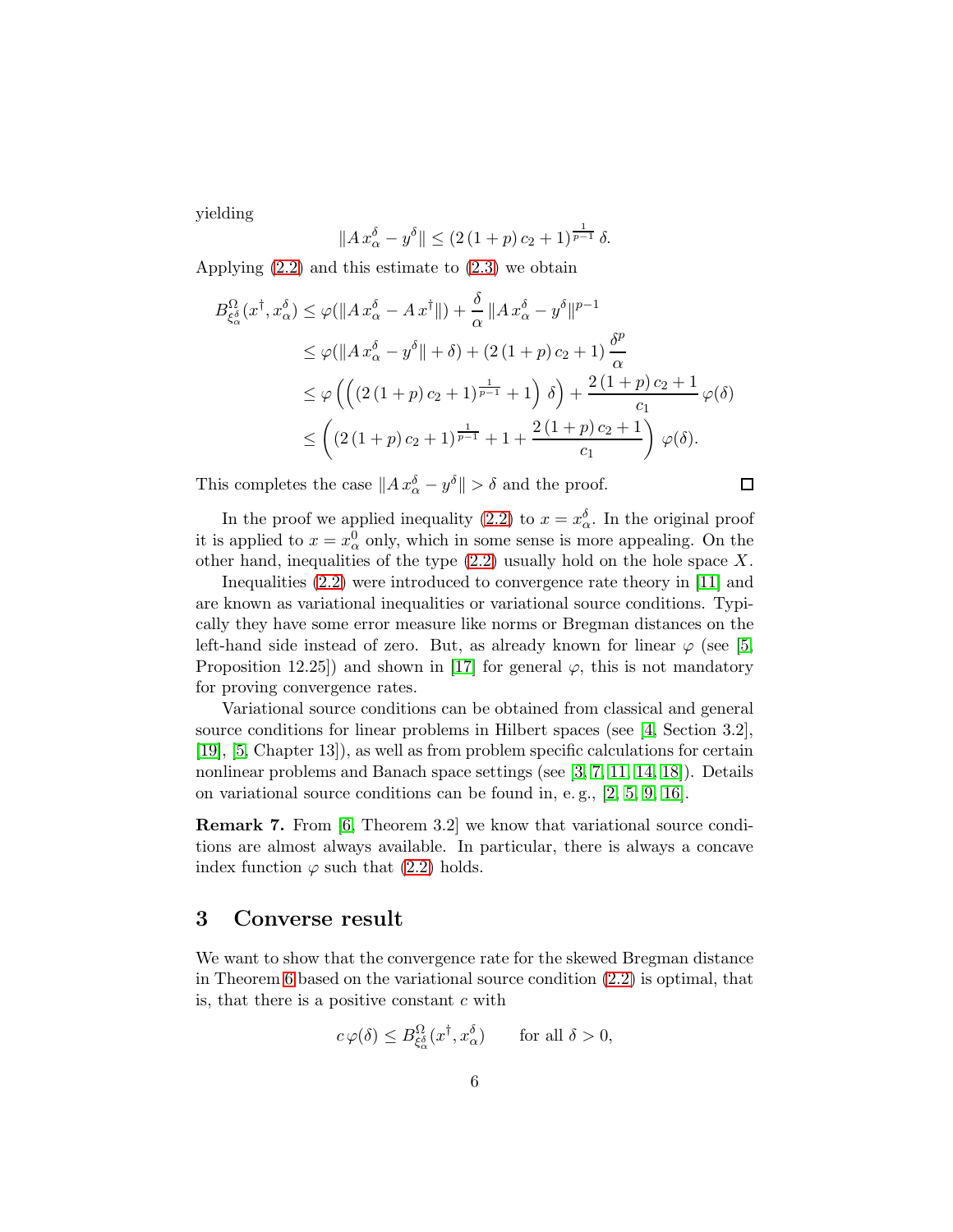yielding

$$\|A\,x_\alpha^\delta - y^\delta\| \leq (2\,(1+p)\,c_2+1)^{\frac{1}{p-1}}\,\delta.$$

Applying (2.2) and this estimate to (2.3) we obtain

$$\begin{aligned}
B_{\xi_\alpha^\delta}^\Omega(x^\dagger, x_\alpha^\delta) &\leq \varphi(\|A\,x_\alpha^\delta - A\,x^\dagger\|) + \frac{\delta}{\alpha}\,\|A\,x_\alpha^\delta - y^\delta\|^{p-1}\\
&\leq \varphi(\|A\,x_\alpha^\delta - y^\delta\| + \delta) + (2\,(1+p)\,c_2+1)\,\frac{\delta^p}{\alpha}\\
&\leq \varphi\left(\left((2\,(1+p)\,c_2+1)^{\frac{1}{p-1}}+1\right)\,\delta\right) + \frac{2\,(1+p)\,c_2+1}{c_1}\,\varphi(\delta)\\
&\leq \left((2\,(1+p)\,c_2+1)^{\frac{1}{p-1}}+1+\frac{2\,(1+p)\,c_2+1}{c_1}\right)\,\varphi(\delta).
\end{aligned}$$

This completes the case $\|A\,x_\alpha^\delta - y^\delta\| > \delta$ and the proof. □

In the proof we applied inequality (2.2) to $x = x_\alpha^\delta$. In the original proof it is applied to $x = x_\alpha^0$ only, which in some sense is more appealing. On the other hand, inequalities of the type (2.2) usually hold on the hole space $X$.

Inequalities (2.2) were introduced to convergence rate theory in [11] and are known as variational inequalities or variational source conditions. Typically they have some error measure like norms or Bregman distances on the left-hand side instead of zero. But, as already known for linear $\varphi$ (see [5, Proposition 12.25]) and shown in [17] for general $\varphi$, this is not mandatory for proving convergence rates.

Variational source conditions can be obtained from classical and general source conditions for linear problems in Hilbert spaces (see [4, Section 3.2], [19], [5, Chapter 13]), as well as from problem specific calculations for certain nonlinear problems and Banach space settings (see [3, 7, 11, 14, 18]). Details on variational source conditions can be found in, e. g., [2, 5, 9, 16].

**Remark 7.** From [6, Theorem 3.2] we know that variational source conditions are almost always available. In particular, there is always a concave index function $\varphi$ such that (2.2) holds.

## 3 Converse result

We want to show that the convergence rate for the skewed Bregman distance in Theorem 6 based on the variational source condition (2.2) is optimal, that is, that there is a positive constant $c$ with

$$c\,\varphi(\delta) \leq B_{\xi_\alpha^\delta}^\Omega(x^\dagger, x_\alpha^\delta) \qquad \text{for all } \delta > 0,$$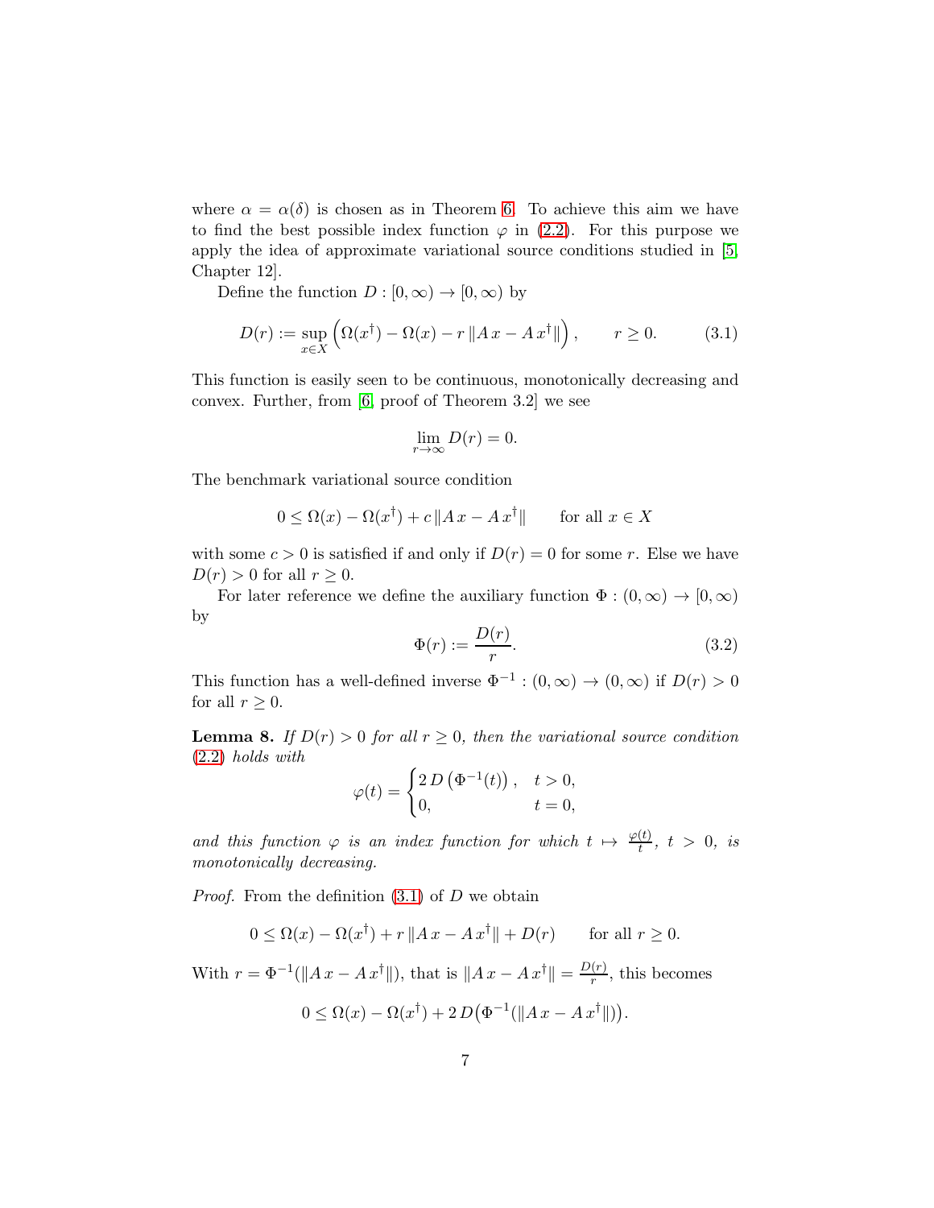where $\alpha = \alpha(\delta)$ is chosen as in Theorem 6. To achieve this aim we have to find the best possible index function $\varphi$ in (2.2). For this purpose we apply the idea of approximate variational source conditions studied in [5, Chapter 12].

Define the function $D : [0, \infty) \to [0, \infty)$ by

$$D(r) := \sup_{x \in X} \left( \Omega(x^\dagger) - \Omega(x) - r \, \|A\, x - A\, x^\dagger\| \right), \qquad r \geq 0. \tag{3.1}$$

This function is easily seen to be continuous, monotonically decreasing and convex. Further, from [6, proof of Theorem 3.2] we see

$$\lim_{r \to \infty} D(r) = 0.$$

The benchmark variational source condition

$$0 \leq \Omega(x) - \Omega(x^\dagger) + c \, \|A\, x - A\, x^\dagger\| \qquad \text{for all } x \in X$$

with some $c > 0$ is satisfied if and only if $D(r) = 0$ for some $r$. Else we have $D(r) > 0$ for all $r \geq 0$.

For later reference we define the auxiliary function $\Phi : (0, \infty) \to [0, \infty)$ by

$$\Phi(r) := \frac{D(r)}{r}. \tag{3.2}$$

This function has a well-defined inverse $\Phi^{-1} : (0, \infty) \to (0, \infty)$ if $D(r) > 0$ for all $r \geq 0$.

**Lemma 8.** *If $D(r) > 0$ for all $r \geq 0$, then the variational source condition (2.2) holds with*

$$\varphi(t) = \begin{cases} 2\, D\left(\Phi^{-1}(t)\right), & t > 0, \\ 0, & t = 0, \end{cases}$$

*and this function $\varphi$ is an index function for which $t \mapsto \frac{\varphi(t)}{t}$, $t > 0$, is monotonically decreasing.*

*Proof.* From the definition (3.1) of $D$ we obtain

$$0 \leq \Omega(x) - \Omega(x^\dagger) + r \, \|A\, x - A\, x^\dagger\| + D(r) \qquad \text{for all } r \geq 0.$$

With $r = \Phi^{-1}(\|A\, x - A\, x^\dagger\|)$, that is $\|A\, x - A\, x^\dagger\| = \frac{D(r)}{r}$, this becomes

$$0 \leq \Omega(x) - \Omega(x^\dagger) + 2\, D\big(\Phi^{-1}(\|A\, x - A\, x^\dagger\|)\big).$$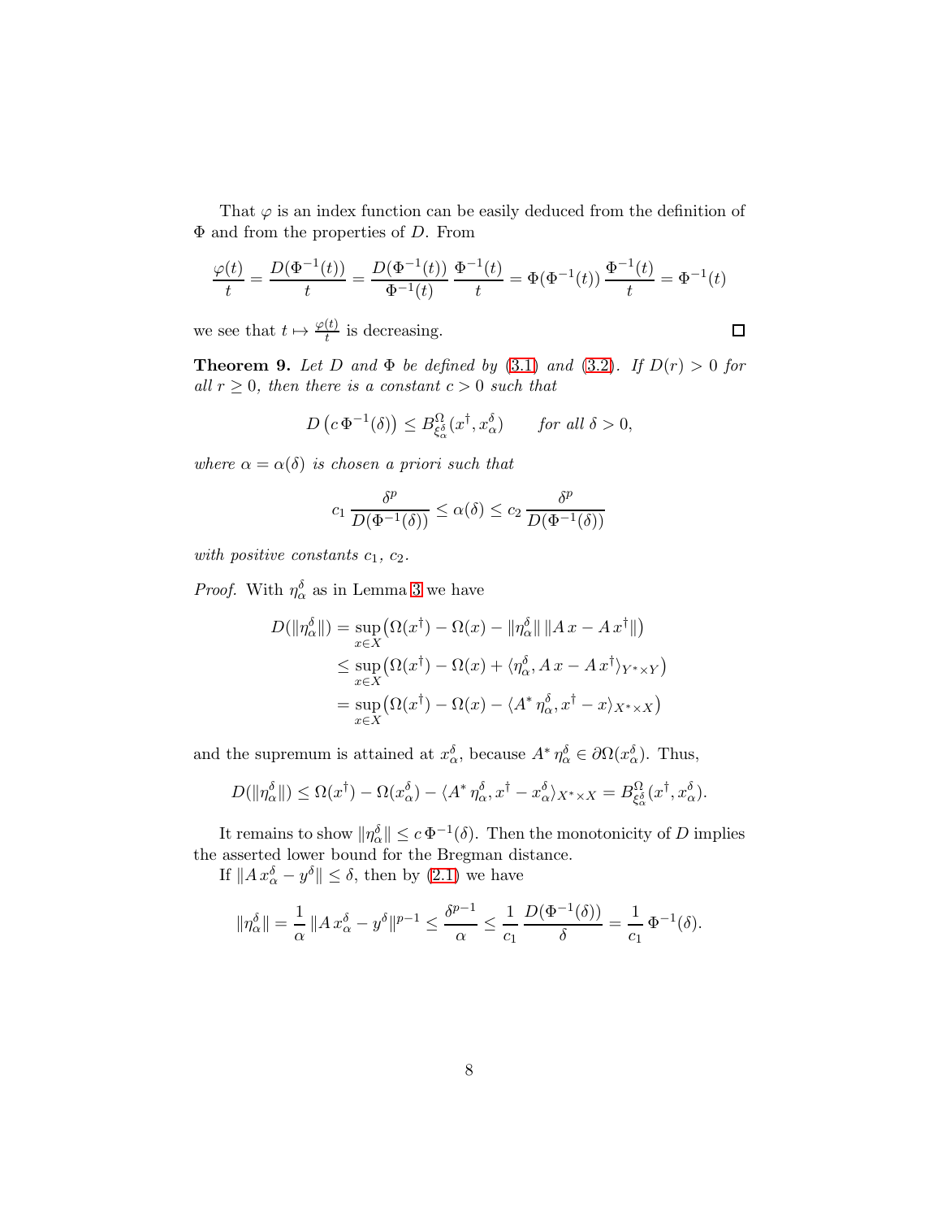That $\varphi$ is an index function can be easily deduced from the definition of $\Phi$ and from the properties of $D$. From

$$\frac{\varphi(t)}{t} = \frac{D(\Phi^{-1}(t))}{t} = \frac{D(\Phi^{-1}(t))}{\Phi^{-1}(t)}\,\frac{\Phi^{-1}(t)}{t} = \Phi(\Phi^{-1}(t))\,\frac{\Phi^{-1}(t)}{t} = \Phi^{-1}(t)$$

we see that $t \mapsto \frac{\varphi(t)}{t}$ is decreasing. □

**Theorem 9.** *Let $D$ and $\Phi$ be defined by (3.1) and (3.2). If $D(r) > 0$ for all $r \geq 0$, then there is a constant $c > 0$ such that*

$$D\left(c\,\Phi^{-1}(\delta)\right) \leq B^{\Omega}_{\xi^\delta_\alpha}(x^\dagger, x^\delta_\alpha) \qquad \textit{for all } \delta > 0,$$

*where $\alpha = \alpha(\delta)$ is chosen a priori such that*

$$c_1\,\frac{\delta^p}{D(\Phi^{-1}(\delta))} \leq \alpha(\delta) \leq c_2\,\frac{\delta^p}{D(\Phi^{-1}(\delta))}$$

*with positive constants $c_1$, $c_2$.*

*Proof.* With $\eta^\delta_\alpha$ as in Lemma 3 we have

$$\begin{aligned}
D(\|\eta^\delta_\alpha\|) &= \sup_{x \in X}\big(\Omega(x^\dagger) - \Omega(x) - \|\eta^\delta_\alpha\|\,\|A\,x - A\,x^\dagger\|\big)\\
&\leq \sup_{x \in X}\big(\Omega(x^\dagger) - \Omega(x) + \langle \eta^\delta_\alpha, A\,x - A\,x^\dagger\rangle_{Y^*\times Y}\big)\\
&= \sup_{x \in X}\big(\Omega(x^\dagger) - \Omega(x) - \langle A^*\,\eta^\delta_\alpha, x^\dagger - x\rangle_{X^*\times X}\big)
\end{aligned}$$

and the supremum is attained at $x^\delta_\alpha$, because $A^*\,\eta^\delta_\alpha \in \partial\Omega(x^\delta_\alpha)$. Thus,

$$D(\|\eta^\delta_\alpha\|) \leq \Omega(x^\dagger) - \Omega(x^\delta_\alpha) - \langle A^*\,\eta^\delta_\alpha, x^\dagger - x^\delta_\alpha\rangle_{X^*\times X} = B^{\Omega}_{\xi^\delta_\alpha}(x^\dagger, x^\delta_\alpha).$$

It remains to show $\|\eta^\delta_\alpha\| \leq c\,\Phi^{-1}(\delta)$. Then the monotonicity of $D$ implies the asserted lower bound for the Bregman distance.

If $\|A\,x^\delta_\alpha - y^\delta\| \leq \delta$, then by (2.1) we have

$$\|\eta^\delta_\alpha\| = \frac{1}{\alpha}\,\|A\,x^\delta_\alpha - y^\delta\|^{p-1} \leq \frac{\delta^{p-1}}{\alpha} \leq \frac{1}{c_1}\,\frac{D(\Phi^{-1}(\delta))}{\delta} = \frac{1}{c_1}\,\Phi^{-1}(\delta).$$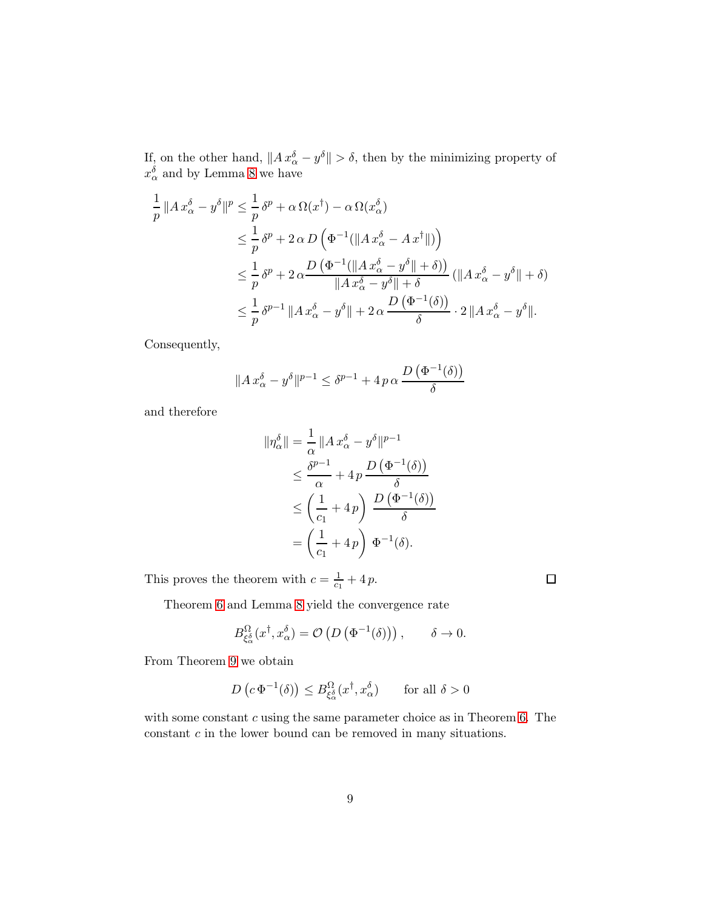If, on the other hand, $\|A\,x_\alpha^\delta - y^\delta\| > \delta$, then by the minimizing property of $x_\alpha^\delta$ and by Lemma 8 we have

$$
\begin{aligned}
\frac{1}{p}\,\|A\,x_\alpha^\delta - y^\delta\|^p &\leq \frac{1}{p}\,\delta^p + \alpha\,\Omega(x^\dagger) - \alpha\,\Omega(x_\alpha^\delta)\\
&\leq \frac{1}{p}\,\delta^p + 2\,\alpha\,D\left(\Phi^{-1}(\|A\,x_\alpha^\delta - A\,x^\dagger\|)\right)\\
&\leq \frac{1}{p}\,\delta^p + 2\,\alpha\frac{D\left(\Phi^{-1}(\|A\,x_\alpha^\delta - y^\delta\| + \delta)\right)}{\|A\,x_\alpha^\delta - y^\delta\| + \delta}\,(\|A\,x_\alpha^\delta - y^\delta\| + \delta)\\
&\leq \frac{1}{p}\,\delta^{p-1}\,\|A\,x_\alpha^\delta - y^\delta\| + 2\,\alpha\,\frac{D\left(\Phi^{-1}(\delta)\right)}{\delta}\cdot 2\,\|A\,x_\alpha^\delta - y^\delta\|.
\end{aligned}
$$

Consequently,

$$
\|A\,x_\alpha^\delta - y^\delta\|^{p-1} \leq \delta^{p-1} + 4\,p\,\alpha\,\frac{D\left(\Phi^{-1}(\delta)\right)}{\delta}
$$

and therefore

$$
\begin{aligned}
\|\eta_\alpha^\delta\| &= \frac{1}{\alpha}\,\|A\,x_\alpha^\delta - y^\delta\|^{p-1}\\
&\leq \frac{\delta^{p-1}}{\alpha} + 4\,p\,\frac{D\left(\Phi^{-1}(\delta)\right)}{\delta}\\
&\leq \left(\frac{1}{c_1} + 4\,p\right)\,\frac{D\left(\Phi^{-1}(\delta)\right)}{\delta}\\
&= \left(\frac{1}{c_1} + 4\,p\right)\,\Phi^{-1}(\delta).
\end{aligned}
$$

This proves the theorem with $c = \frac{1}{c_1} + 4\,p$. $\square$

Theorem 6 and Lemma 8 yield the convergence rate

$$
B_{\xi_\alpha^\delta}^\Omega(x^\dagger, x_\alpha^\delta) = \mathcal{O}\left(D\left(\Phi^{-1}(\delta)\right)\right), \qquad \delta \to 0.
$$

From Theorem 9 we obtain

$$
D\left(c\,\Phi^{-1}(\delta)\right) \leq B_{\xi_\alpha^\delta}^\Omega(x^\dagger, x_\alpha^\delta) \qquad \text{for all } \delta > 0
$$

with some constant $c$ using the same parameter choice as in Theorem 6. The constant $c$ in the lower bound can be removed in many situations.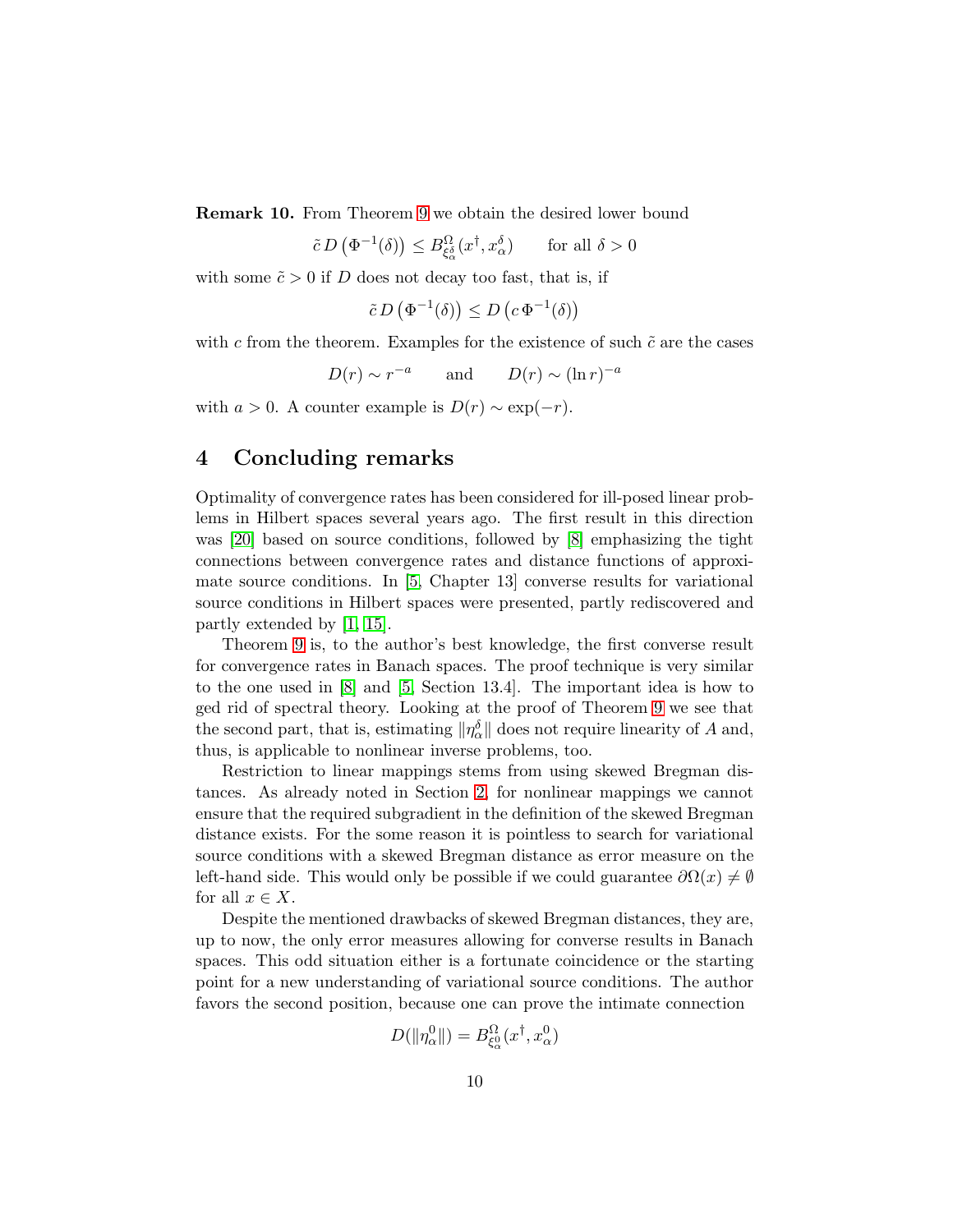**Remark 10.** From Theorem 9 we obtain the desired lower bound

$$\tilde{c}\, D\left(\Phi^{-1}(\delta)\right) \leq B^{\Omega}_{\xi^{\delta}_{\alpha}}(x^{\dagger}, x^{\delta}_{\alpha}) \qquad \text{for all } \delta > 0$$

with some $\tilde{c} > 0$ if $D$ does not decay too fast, that is, if

$$\tilde{c}\, D\left(\Phi^{-1}(\delta)\right) \leq D\left(c\, \Phi^{-1}(\delta)\right)$$

with $c$ from the theorem. Examples for the existence of such $\tilde{c}$ are the cases

$$D(r) \sim r^{-a} \qquad \text{and} \qquad D(r) \sim (\ln r)^{-a}$$

with $a > 0$. A counter example is $D(r) \sim \exp(-r)$.

## 4 Concluding remarks

Optimality of convergence rates has been considered for ill-posed linear problems in Hilbert spaces several years ago. The first result in this direction was [20] based on source conditions, followed by [8] emphasizing the tight connections between convergence rates and distance functions of approximate source conditions. In [5, Chapter 13] converse results for variational source conditions in Hilbert spaces were presented, partly rediscovered and partly extended by [1, 15].

Theorem 9 is, to the author's best knowledge, the first converse result for convergence rates in Banach spaces. The proof technique is very similar to the one used in [8] and [5, Section 13.4]. The important idea is how to ged rid of spectral theory. Looking at the proof of Theorem 9 we see that the second part, that is, estimating $\|\eta^{\delta}_{\alpha}\|$ does not require linearity of $A$ and, thus, is applicable to nonlinear inverse problems, too.

Restriction to linear mappings stems from using skewed Bregman distances. As already noted in Section 2, for nonlinear mappings we cannot ensure that the required subgradient in the definition of the skewed Bregman distance exists. For the some reason it is pointless to search for variational source conditions with a skewed Bregman distance as error measure on the left-hand side. This would only be possible if we could guarantee $\partial\Omega(x) \neq \emptyset$ for all $x \in X$.

Despite the mentioned drawbacks of skewed Bregman distances, they are, up to now, the only error measures allowing for converse results in Banach spaces. This odd situation either is a fortunate coincidence or the starting point for a new understanding of variational source conditions. The author favors the second position, because one can prove the intimate connection

$$D(\|\eta^{0}_{\alpha}\|) = B^{\Omega}_{\xi^{0}_{\alpha}}(x^{\dagger}, x^{0}_{\alpha})$$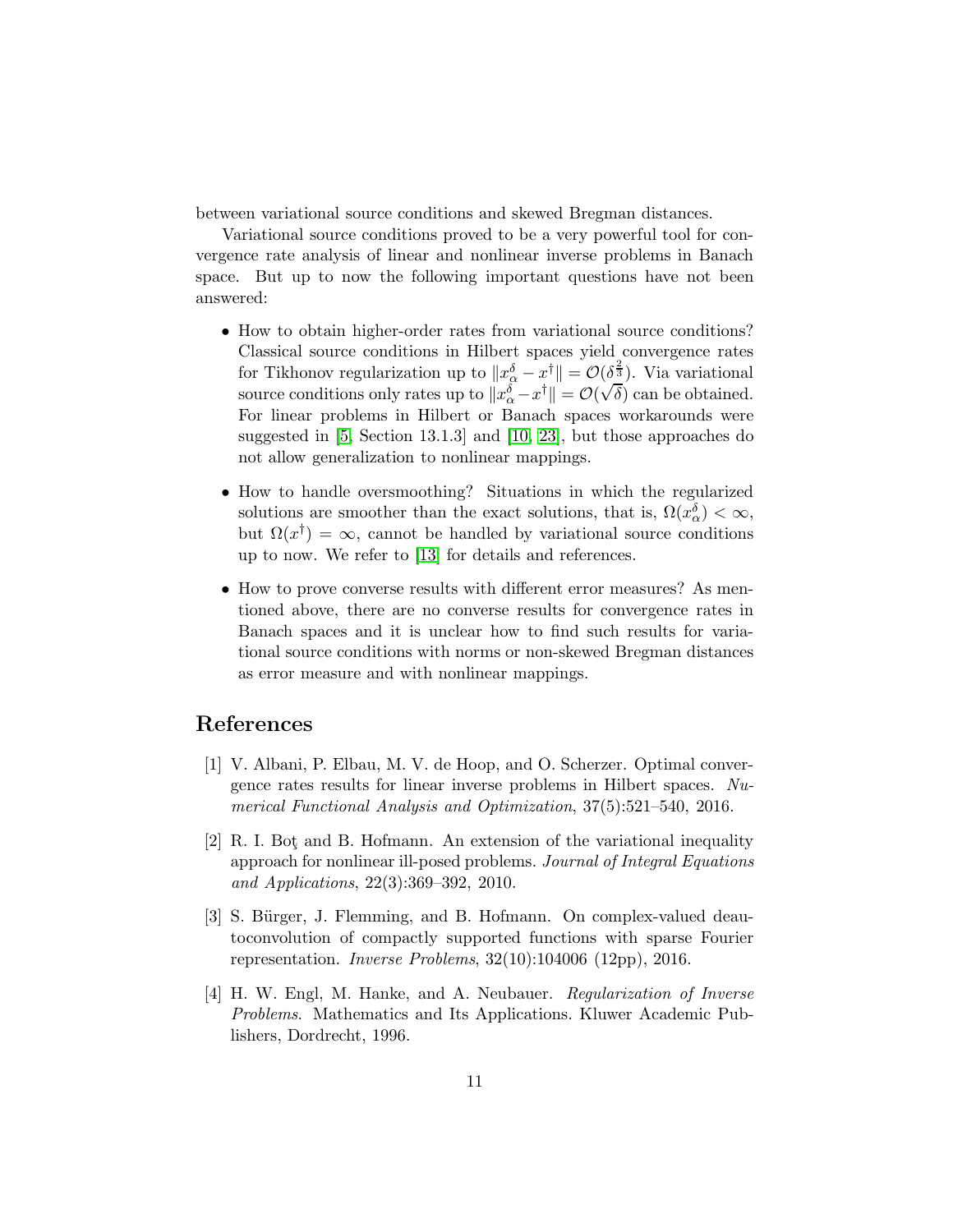between variational source conditions and skewed Bregman distances.

Variational source conditions proved to be a very powerful tool for convergence rate analysis of linear and nonlinear inverse problems in Banach space. But up to now the following important questions have not been answered:

- How to obtain higher-order rates from variational source conditions? Classical source conditions in Hilbert spaces yield convergence rates for Tikhonov regularization up to $\|x_\alpha^\delta - x^\dagger\| = \mathcal{O}(\delta^{\frac{2}{3}})$. Via variational source conditions only rates up to $\|x_\alpha^\delta - x^\dagger\| = \mathcal{O}(\sqrt{\delta})$ can be obtained. For linear problems in Hilbert or Banach spaces workarounds were suggested in [5, Section 13.1.3] and [10, 23], but those approaches do not allow generalization to nonlinear mappings.
- How to handle oversmoothing? Situations in which the regularized solutions are smoother than the exact solutions, that is, $\Omega(x_\alpha^\delta) < \infty$, but $\Omega(x^\dagger) = \infty$, cannot be handled by variational source conditions up to now. We refer to [13] for details and references.
- How to prove converse results with different error measures? As mentioned above, there are no converse results for convergence rates in Banach spaces and it is unclear how to find such results for variational source conditions with norms or non-skewed Bregman distances as error measure and with nonlinear mappings.

# References

[1] V. Albani, P. Elbau, M. V. de Hoop, and O. Scherzer. Optimal convergence rates results for linear inverse problems in Hilbert spaces. *Numerical Functional Analysis and Optimization*, 37(5):521–540, 2016.

[2] R. I. Boţ and B. Hofmann. An extension of the variational inequality approach for nonlinear ill-posed problems. *Journal of Integral Equations and Applications*, 22(3):369–392, 2010.

[3] S. Bürger, J. Flemming, and B. Hofmann. On complex-valued deautoconvolution of compactly supported functions with sparse Fourier representation. *Inverse Problems*, 32(10):104006 (12pp), 2016.

[4] H. W. Engl, M. Hanke, and A. Neubauer. *Regularization of Inverse Problems*. Mathematics and Its Applications. Kluwer Academic Publishers, Dordrecht, 1996.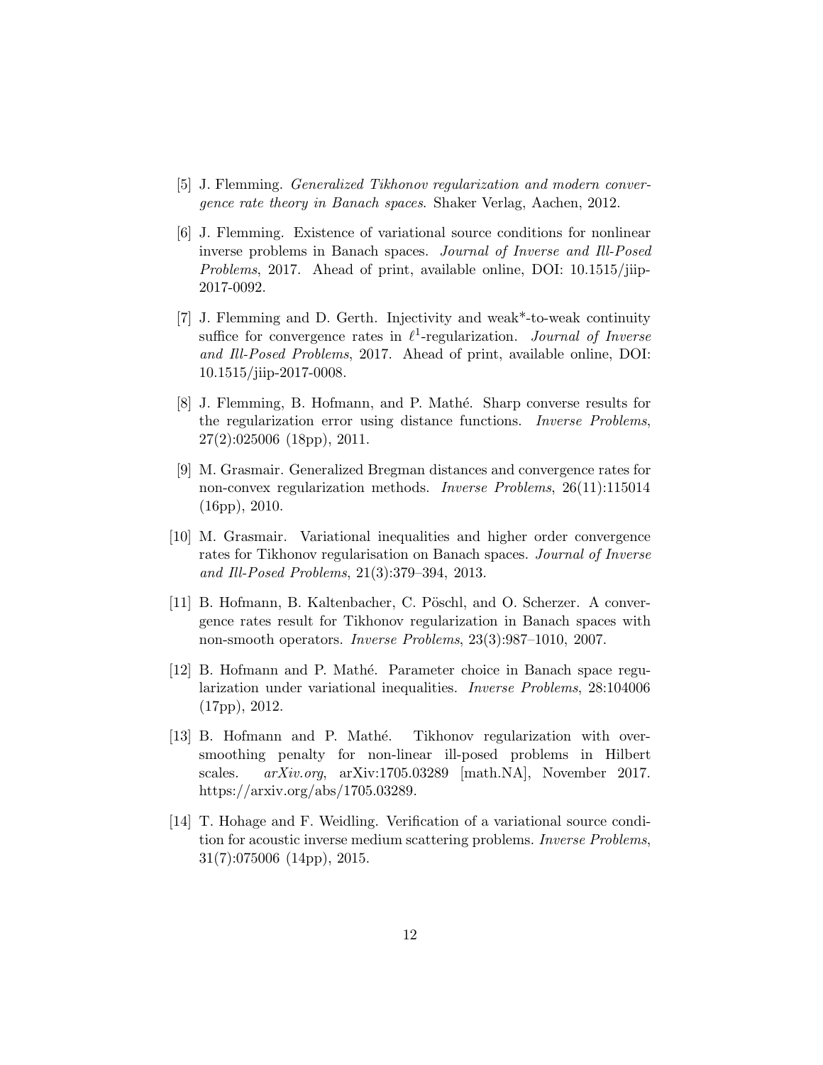[5] J. Flemming. *Generalized Tikhonov regularization and modern convergence rate theory in Banach spaces*. Shaker Verlag, Aachen, 2012.

[6] J. Flemming. Existence of variational source conditions for nonlinear inverse problems in Banach spaces. *Journal of Inverse and Ill-Posed Problems*, 2017. Ahead of print, available online, DOI: 10.1515/jiip-2017-0092.

[7] J. Flemming and D. Gerth. Injectivity and weak*-to-weak continuity suffice for convergence rates in $\ell^1$-regularization. *Journal of Inverse and Ill-Posed Problems*, 2017. Ahead of print, available online, DOI: 10.1515/jiip-2017-0008.

[8] J. Flemming, B. Hofmann, and P. Mathé. Sharp converse results for the regularization error using distance functions. *Inverse Problems*, 27(2):025006 (18pp), 2011.

[9] M. Grasmair. Generalized Bregman distances and convergence rates for non-convex regularization methods. *Inverse Problems*, 26(11):115014 (16pp), 2010.

[10] M. Grasmair. Variational inequalities and higher order convergence rates for Tikhonov regularisation on Banach spaces. *Journal of Inverse and Ill-Posed Problems*, 21(3):379–394, 2013.

[11] B. Hofmann, B. Kaltenbacher, C. Pöschl, and O. Scherzer. A convergence rates result for Tikhonov regularization in Banach spaces with non-smooth operators. *Inverse Problems*, 23(3):987–1010, 2007.

[12] B. Hofmann and P. Mathé. Parameter choice in Banach space regularization under variational inequalities. *Inverse Problems*, 28:104006 (17pp), 2012.

[13] B. Hofmann and P. Mathé. Tikhonov regularization with oversmoothing penalty for non-linear ill-posed problems in Hilbert scales. *arXiv.org*, arXiv:1705.03289 [math.NA], November 2017. https://arxiv.org/abs/1705.03289.

[14] T. Hohage and F. Weidling. Verification of a variational source condition for acoustic inverse medium scattering problems. *Inverse Problems*, 31(7):075006 (14pp), 2015.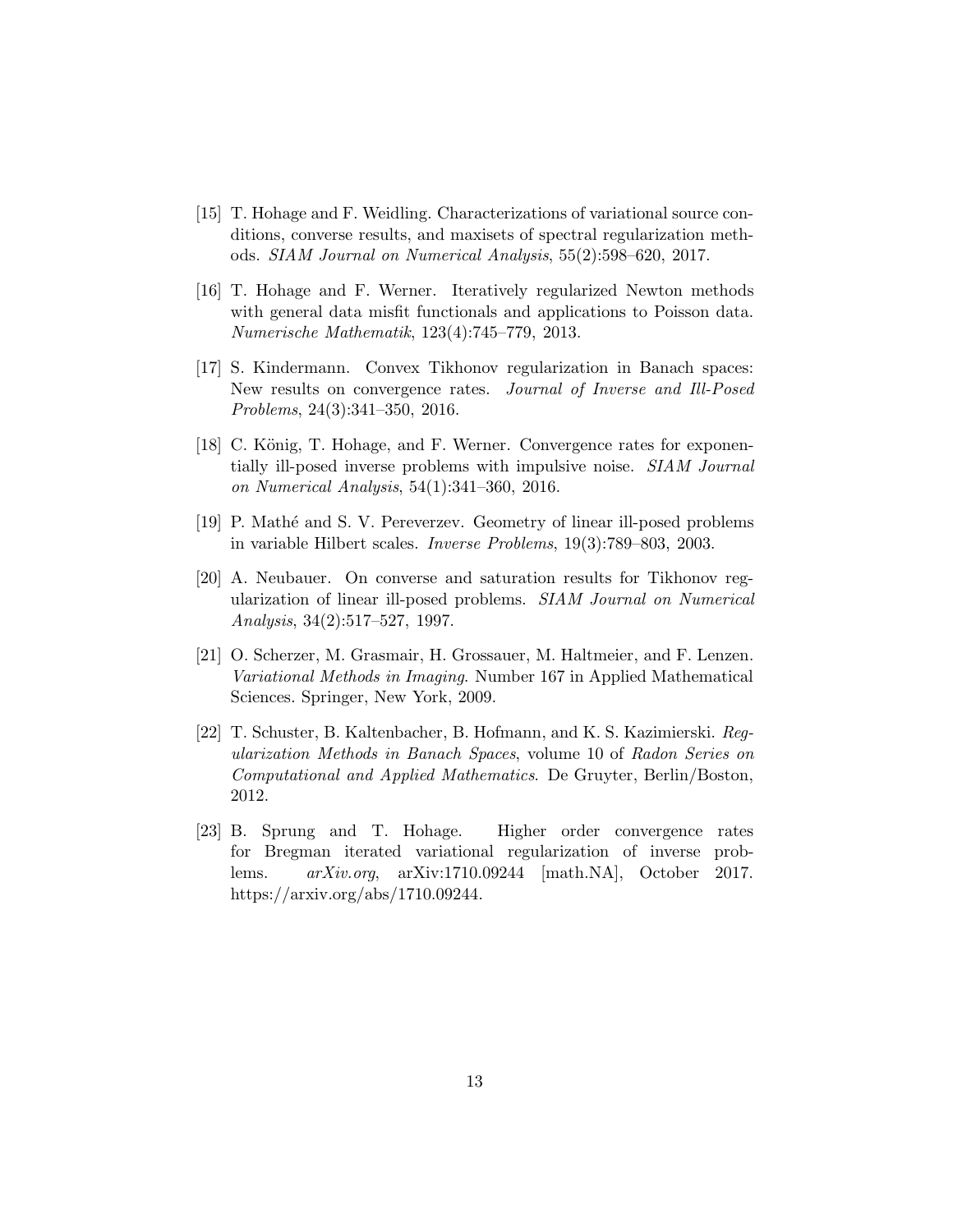[15] T. Hohage and F. Weidling. Characterizations of variational source conditions, converse results, and maxisets of spectral regularization methods. *SIAM Journal on Numerical Analysis*, 55(2):598–620, 2017.

[16] T. Hohage and F. Werner. Iteratively regularized Newton methods with general data misfit functionals and applications to Poisson data. *Numerische Mathematik*, 123(4):745–779, 2013.

[17] S. Kindermann. Convex Tikhonov regularization in Banach spaces: New results on convergence rates. *Journal of Inverse and Ill-Posed Problems*, 24(3):341–350, 2016.

[18] C. König, T. Hohage, and F. Werner. Convergence rates for exponentially ill-posed inverse problems with impulsive noise. *SIAM Journal on Numerical Analysis*, 54(1):341–360, 2016.

[19] P. Mathé and S. V. Pereverzev. Geometry of linear ill-posed problems in variable Hilbert scales. *Inverse Problems*, 19(3):789–803, 2003.

[20] A. Neubauer. On converse and saturation results for Tikhonov regularization of linear ill-posed problems. *SIAM Journal on Numerical Analysis*, 34(2):517–527, 1997.

[21] O. Scherzer, M. Grasmair, H. Grossauer, M. Haltmeier, and F. Lenzen. *Variational Methods in Imaging*. Number 167 in Applied Mathematical Sciences. Springer, New York, 2009.

[22] T. Schuster, B. Kaltenbacher, B. Hofmann, and K. S. Kazimierski. *Regularization Methods in Banach Spaces*, volume 10 of *Radon Series on Computational and Applied Mathematics*. De Gruyter, Berlin/Boston, 2012.

[23] B. Sprung and T. Hohage. Higher order convergence rates for Bregman iterated variational regularization of inverse problems. *arXiv.org*, arXiv:1710.09244 [math.NA], October 2017. https://arxiv.org/abs/1710.09244.